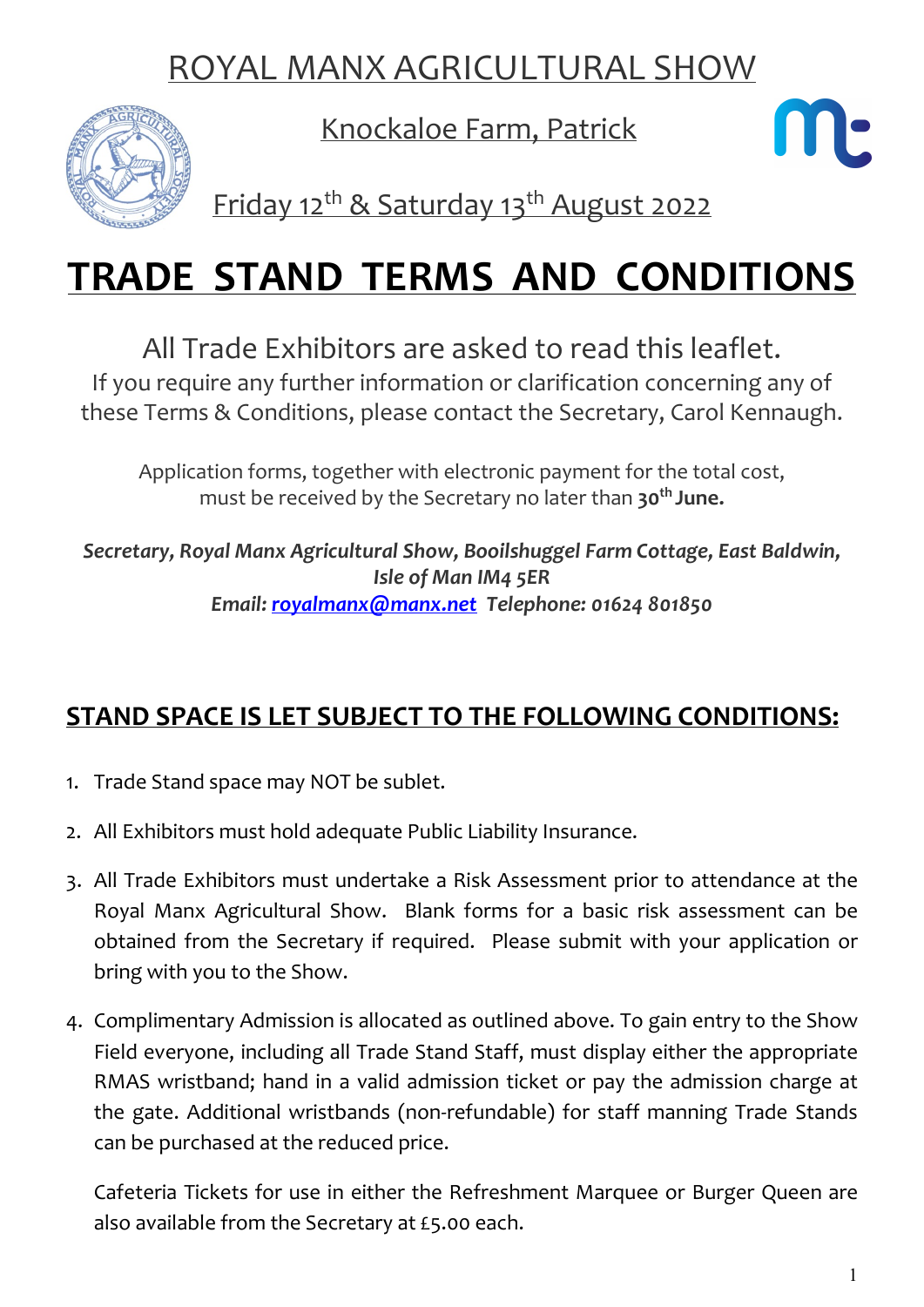# ROYAL MANX AGRICULTURAL SHOW

## Knockaloe Farm, Patrick

## Friday 12th & Saturday 13th August 2022

# TRADE STAND TERMS AND CONDITIONS

All Trade Exhibitors are asked to read this leaflet.
If you require any further information or clarification concerning any of these Terms & Conditions, please contact the Secretary, Carol Kennaugh.

Application forms, together with electronic payment for the total cost, must be received by the Secretary no later than **30th June.**

***Secretary, Royal Manx Agricultural Show, Booilshuggel Farm Cottage, East Baldwin, Isle of Man IM4 5ER***
***Email: royalmanx@manx.net Telephone: 01624 801850***

## STAND SPACE IS LET SUBJECT TO THE FOLLOWING CONDITIONS:

1. Trade Stand space may NOT be sublet.
2. All Exhibitors must hold adequate Public Liability Insurance.
3. All Trade Exhibitors must undertake a Risk Assessment prior to attendance at the Royal Manx Agricultural Show. Blank forms for a basic risk assessment can be obtained from the Secretary if required. Please submit with your application or bring with you to the Show.
4. Complimentary Admission is allocated as outlined above. To gain entry to the Show Field everyone, including all Trade Stand Staff, must display either the appropriate RMAS wristband; hand in a valid admission ticket or pay the admission charge at the gate. Additional wristbands (non-refundable) for staff manning Trade Stands can be purchased at the reduced price.

   Cafeteria Tickets for use in either the Refreshment Marquee or Burger Queen are also available from the Secretary at £5.00 each.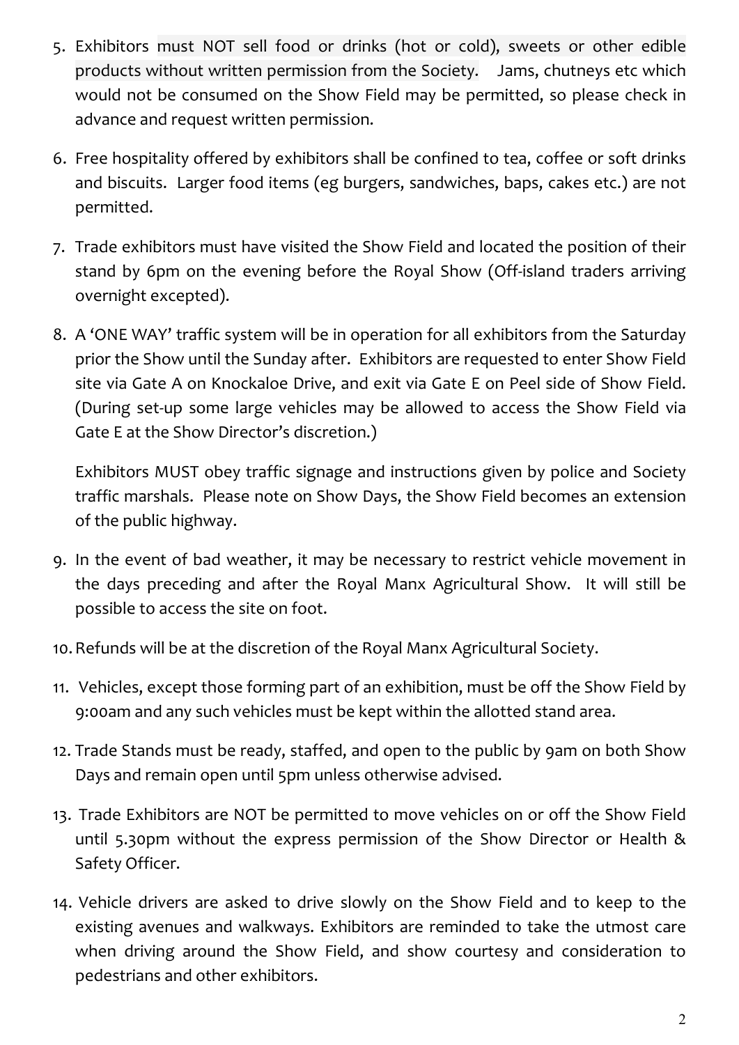5. Exhibitors must NOT sell food or drinks (hot or cold), sweets or other edible products without written permission from the Society. Jams, chutneys etc which would not be consumed on the Show Field may be permitted, so please check in advance and request written permission.

6. Free hospitality offered by exhibitors shall be confined to tea, coffee or soft drinks and biscuits. Larger food items (eg burgers, sandwiches, baps, cakes etc.) are not permitted.

7. Trade exhibitors must have visited the Show Field and located the position of their stand by 6pm on the evening before the Royal Show (Off-island traders arriving overnight excepted).

8. A 'ONE WAY' traffic system will be in operation for all exhibitors from the Saturday prior the Show until the Sunday after. Exhibitors are requested to enter Show Field site via Gate A on Knockaloe Drive, and exit via Gate E on Peel side of Show Field. (During set-up some large vehicles may be allowed to access the Show Field via Gate E at the Show Director's discretion.)

   Exhibitors MUST obey traffic signage and instructions given by police and Society traffic marshals. Please note on Show Days, the Show Field becomes an extension of the public highway.

9. In the event of bad weather, it may be necessary to restrict vehicle movement in the days preceding and after the Royal Manx Agricultural Show. It will still be possible to access the site on foot.

10. Refunds will be at the discretion of the Royal Manx Agricultural Society.

11. Vehicles, except those forming part of an exhibition, must be off the Show Field by 9:00am and any such vehicles must be kept within the allotted stand area.

12. Trade Stands must be ready, staffed, and open to the public by 9am on both Show Days and remain open until 5pm unless otherwise advised.

13. Trade Exhibitors are NOT be permitted to move vehicles on or off the Show Field until 5.30pm without the express permission of the Show Director or Health & Safety Officer.

14. Vehicle drivers are asked to drive slowly on the Show Field and to keep to the existing avenues and walkways. Exhibitors are reminded to take the utmost care when driving around the Show Field, and show courtesy and consideration to pedestrians and other exhibitors.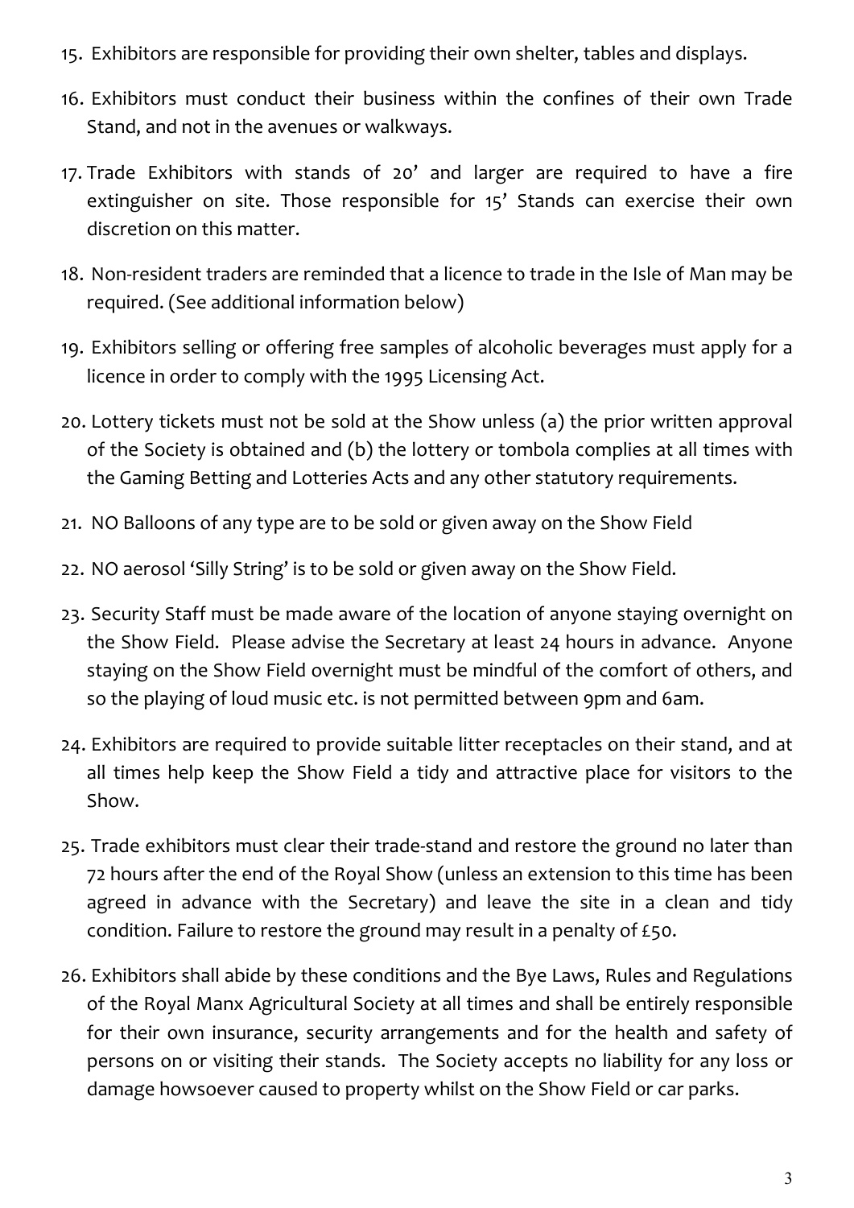15. Exhibitors are responsible for providing their own shelter, tables and displays.

16. Exhibitors must conduct their business within the confines of their own Trade Stand, and not in the avenues or walkways.

17. Trade Exhibitors with stands of 20' and larger are required to have a fire extinguisher on site. Those responsible for 15' Stands can exercise their own discretion on this matter.

18. Non-resident traders are reminded that a licence to trade in the Isle of Man may be required. (See additional information below)

19. Exhibitors selling or offering free samples of alcoholic beverages must apply for a licence in order to comply with the 1995 Licensing Act.

20. Lottery tickets must not be sold at the Show unless (a) the prior written approval of the Society is obtained and (b) the lottery or tombola complies at all times with the Gaming Betting and Lotteries Acts and any other statutory requirements.

21. NO Balloons of any type are to be sold or given away on the Show Field

22. NO aerosol 'Silly String' is to be sold or given away on the Show Field.

23. Security Staff must be made aware of the location of anyone staying overnight on the Show Field. Please advise the Secretary at least 24 hours in advance. Anyone staying on the Show Field overnight must be mindful of the comfort of others, and so the playing of loud music etc. is not permitted between 9pm and 6am.

24. Exhibitors are required to provide suitable litter receptacles on their stand, and at all times help keep the Show Field a tidy and attractive place for visitors to the Show.

25. Trade exhibitors must clear their trade-stand and restore the ground no later than 72 hours after the end of the Royal Show (unless an extension to this time has been agreed in advance with the Secretary) and leave the site in a clean and tidy condition. Failure to restore the ground may result in a penalty of £50.

26. Exhibitors shall abide by these conditions and the Bye Laws, Rules and Regulations of the Royal Manx Agricultural Society at all times and shall be entirely responsible for their own insurance, security arrangements and for the health and safety of persons on or visiting their stands. The Society accepts no liability for any loss or damage howsoever caused to property whilst on the Show Field or car parks.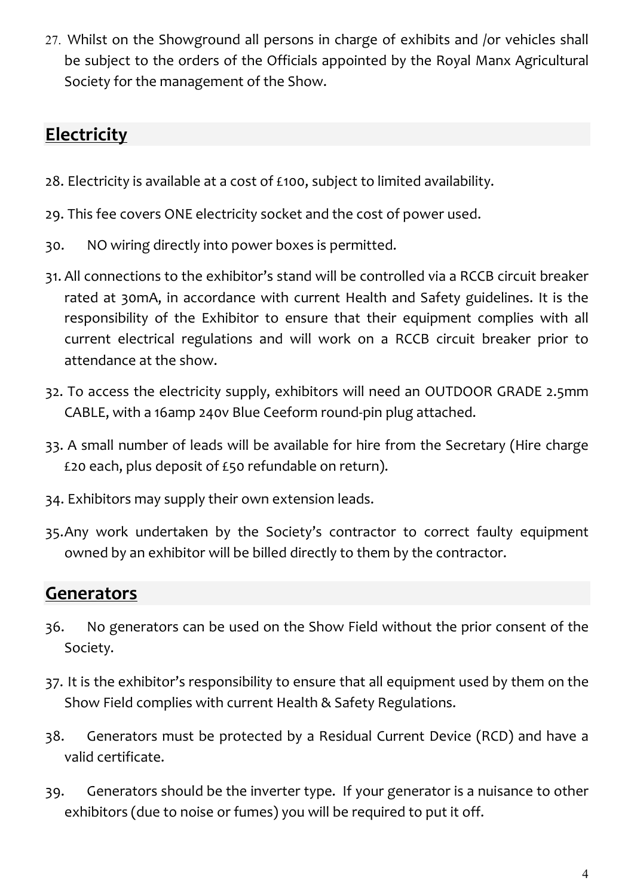27. Whilst on the Showground all persons in charge of exhibits and /or vehicles shall be subject to the orders of the Officials appointed by the Royal Manx Agricultural Society for the management of the Show.

## Electricity

28. Electricity is available at a cost of £100, subject to limited availability.

29. This fee covers ONE electricity socket and the cost of power used.

30. NO wiring directly into power boxes is permitted.

31. All connections to the exhibitor's stand will be controlled via a RCCB circuit breaker rated at 30mA, in accordance with current Health and Safety guidelines. It is the responsibility of the Exhibitor to ensure that their equipment complies with all current electrical regulations and will work on a RCCB circuit breaker prior to attendance at the show.

32. To access the electricity supply, exhibitors will need an OUTDOOR GRADE 2.5mm CABLE, with a 16amp 240v Blue Ceeform round-pin plug attached.

33. A small number of leads will be available for hire from the Secretary (Hire charge £20 each, plus deposit of £50 refundable on return).

34. Exhibitors may supply their own extension leads.

35. Any work undertaken by the Society's contractor to correct faulty equipment owned by an exhibitor will be billed directly to them by the contractor.

## Generators

36. No generators can be used on the Show Field without the prior consent of the Society.

37. It is the exhibitor's responsibility to ensure that all equipment used by them on the Show Field complies with current Health & Safety Regulations.

38. Generators must be protected by a Residual Current Device (RCD) and have a valid certificate.

39. Generators should be the inverter type. If your generator is a nuisance to other exhibitors (due to noise or fumes) you will be required to put it off.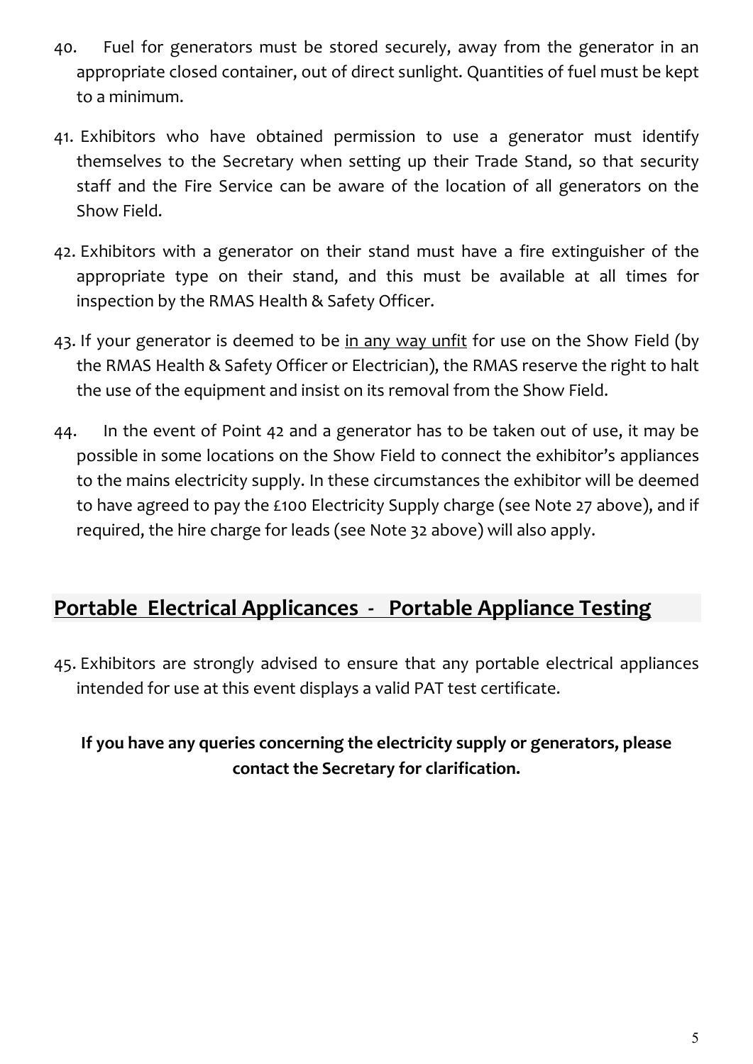40. Fuel for generators must be stored securely, away from the generator in an appropriate closed container, out of direct sunlight. Quantities of fuel must be kept to a minimum.

41. Exhibitors who have obtained permission to use a generator must identify themselves to the Secretary when setting up their Trade Stand, so that security staff and the Fire Service can be aware of the location of all generators on the Show Field.

42. Exhibitors with a generator on their stand must have a fire extinguisher of the appropriate type on their stand, and this must be available at all times for inspection by the RMAS Health & Safety Officer.

43. If your generator is deemed to be <u>in any way unfit</u> for use on the Show Field (by the RMAS Health & Safety Officer or Electrician), the RMAS reserve the right to halt the use of the equipment and insist on its removal from the Show Field.

44. In the event of Point 42 and a generator has to be taken out of use, it may be possible in some locations on the Show Field to connect the exhibitor's appliances to the mains electricity supply. In these circumstances the exhibitor will be deemed to have agreed to pay the £100 Electricity Supply charge (see Note 27 above), and if required, the hire charge for leads (see Note 32 above) will also apply.

## <u>Portable Electrical Applicances - Portable Appliance Testing</u>

45. Exhibitors are strongly advised to ensure that any portable electrical appliances intended for use at this event displays a valid PAT test certificate.

**If you have any queries concerning the electricity supply or generators, please contact the Secretary for clarification.**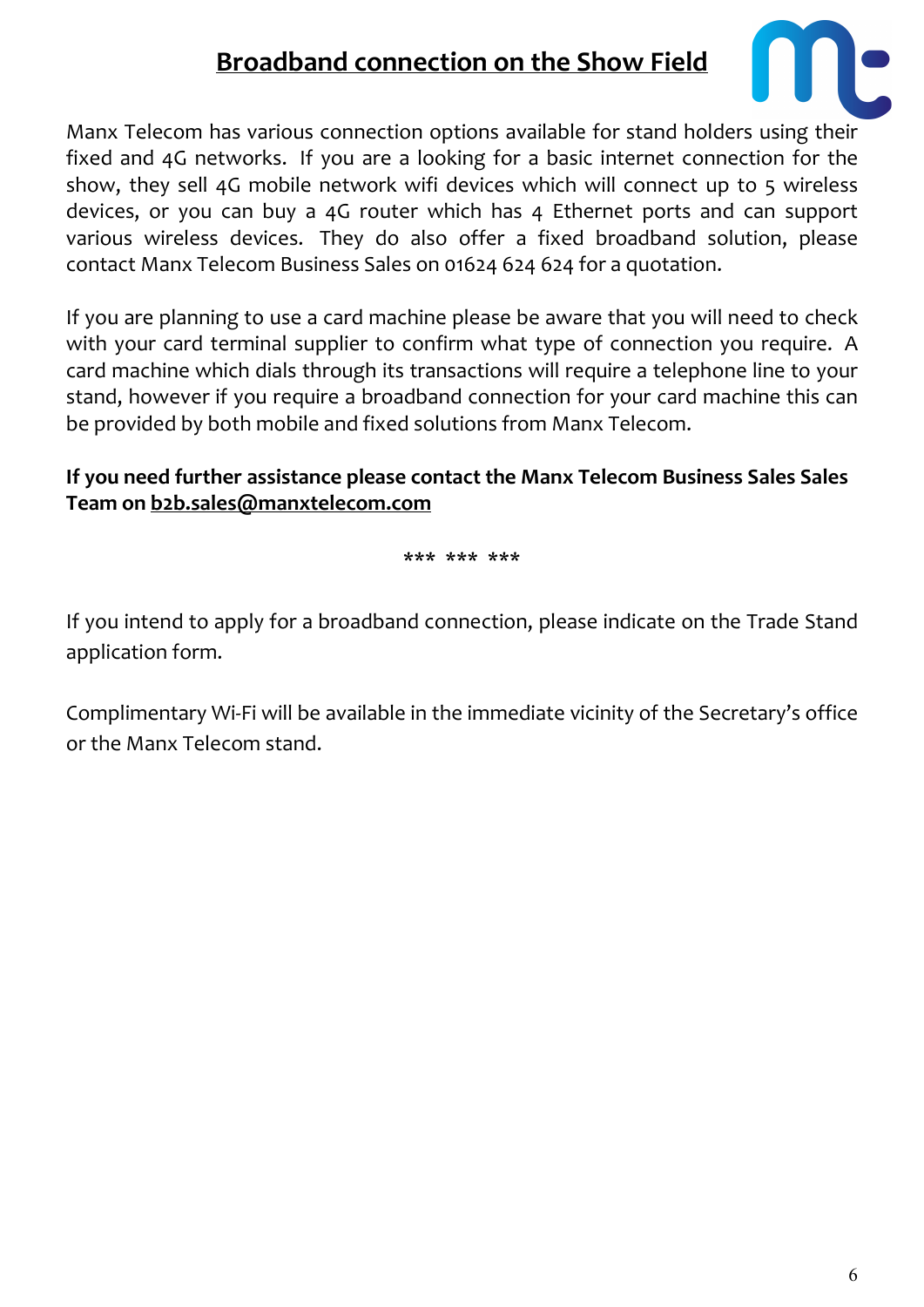# Broadband connection on the Show Field

Manx Telecom has various connection options available for stand holders using their fixed and 4G networks. If you are a looking for a basic internet connection for the show, they sell 4G mobile network wifi devices which will connect up to 5 wireless devices, or you can buy a 4G router which has 4 Ethernet ports and can support various wireless devices. They do also offer a fixed broadband solution, please contact Manx Telecom Business Sales on 01624 624 624 for a quotation.

If you are planning to use a card machine please be aware that you will need to check with your card terminal supplier to confirm what type of connection you require. A card machine which dials through its transactions will require a telephone line to your stand, however if you require a broadband connection for your card machine this can be provided by both mobile and fixed solutions from Manx Telecom.

**If you need further assistance please contact the Manx Telecom Business Sales Sales Team on b2b.sales@manxtelecom.com**

*** *** ***

If you intend to apply for a broadband connection, please indicate on the Trade Stand application form.

Complimentary Wi-Fi will be available in the immediate vicinity of the Secretary's office or the Manx Telecom stand.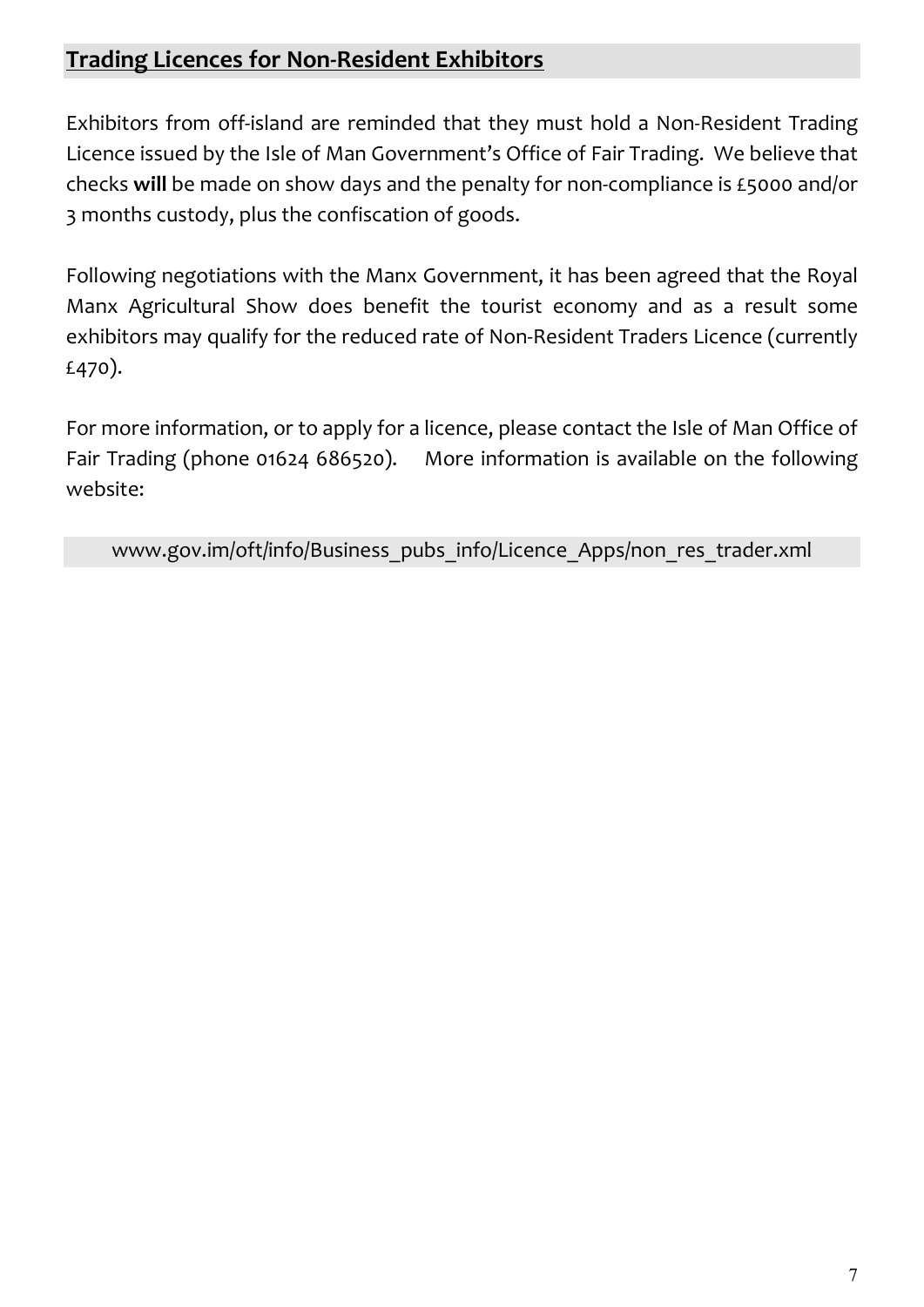## Trading Licences for Non-Resident Exhibitors

Exhibitors from off-island are reminded that they must hold a Non-Resident Trading Licence issued by the Isle of Man Government's Office of Fair Trading. We believe that checks **will** be made on show days and the penalty for non-compliance is £5000 and/or 3 months custody, plus the confiscation of goods.

Following negotiations with the Manx Government, it has been agreed that the Royal Manx Agricultural Show does benefit the tourist economy and as a result some exhibitors may qualify for the reduced rate of Non-Resident Traders Licence (currently £470).

For more information, or to apply for a licence, please contact the Isle of Man Office of Fair Trading (phone 01624 686520). More information is available on the following website:

www.gov.im/oft/info/Business_pubs_info/Licence_Apps/non_res_trader.xml